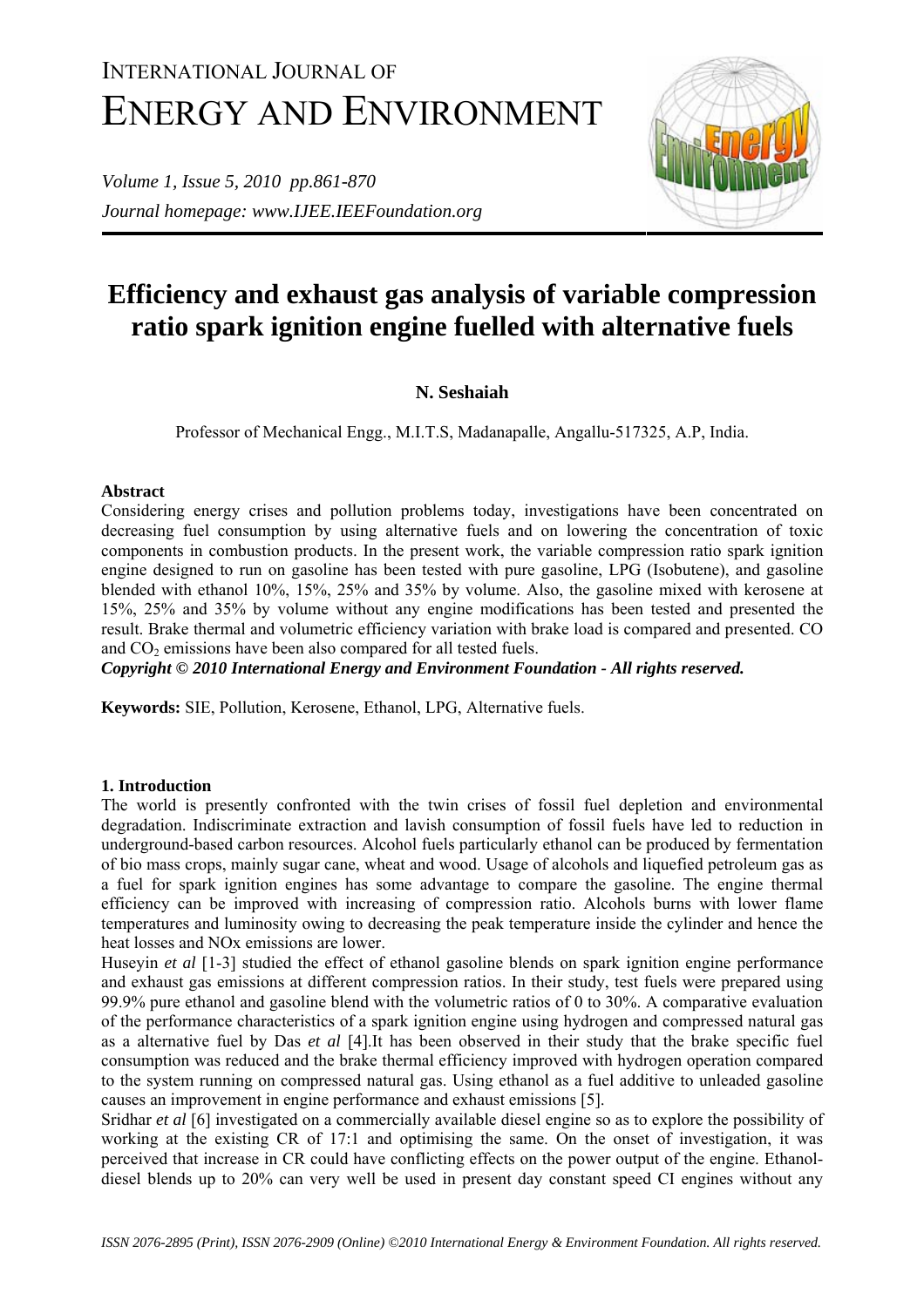# INTERNATIONAL JOURNAL OF ENERGY AND ENVIRONMENT

*Journal homepage: www.IJEE.IEEFoundation.org*

# Efficiency and exhaust gas analysis of variable compression ratio spark ignition engine fuelled with alternative fuels

**N. Seshaiah**

Professor of Mechanical Engg., M.I.T.S, Madanapalle, Angallu-517325, A.P, India.

## Abstract

Considering energy crises and pollution problems today, investigations have been concentrated on decreasing fuel consumption by using alternative fuels and on lowering the concentration of toxic components in combustion products. In the present work, the variable compression ratio spark ignition engine designed to run on gasoline has been tested with pure gasoline, LPG (Isobutene), and gasoline blended with ethanol 10%, 15%, 25% and 35% by volume. Also, the gasoline mixed with kerosene at 15%, 25% and 35% by volume without any engine modifications has been tested and presented the result. Brake thermal and volumetric efficiency variation with brake load is compared and presented. CO and $CO_2$ emissions have been also compared for all tested fuels.

***Copyright © 2010 International Energy and Environment Foundation - All rights reserved.***

**Keywords:** SIE, Pollution, Kerosene, Ethanol, LPG, Alternative fuels.

## 1. Introduction

The world is presently confronted with the twin crises of fossil fuel depletion and environmental degradation. Indiscriminate extraction and lavish consumption of fossil fuels have led to reduction in underground-based carbon resources. Alcohol fuels particularly ethanol can be produced by fermentation of bio mass crops, mainly sugar cane, wheat and wood. Usage of alcohols and liquefied petroleum gas as a fuel for spark ignition engines has some advantage to compare the gasoline. The engine thermal efficiency can be improved with increasing of compression ratio. Alcohols burns with lower flame temperatures and luminosity owing to decreasing the peak temperature inside the cylinder and hence the heat losses and NOx emissions are lower.

Huseyin *et al* [1-3] studied the effect of ethanol gasoline blends on spark ignition engine performance and exhaust gas emissions at different compression ratios. In their study, test fuels were prepared using 99.9% pure ethanol and gasoline blend with the volumetric ratios of 0 to 30%. A comparative evaluation of the performance characteristics of a spark ignition engine using hydrogen and compressed natural gas as a alternative fuel by Das *et al* [4].It has been observed in their study that the brake specific fuel consumption was reduced and the brake thermal efficiency improved with hydrogen operation compared to the system running on compressed natural gas. Using ethanol as a fuel additive to unleaded gasoline causes an improvement in engine performance and exhaust emissions [5].

Sridhar *et al* [6] investigated on a commercially available diesel engine so as to explore the possibility of working at the existing CR of 17:1 and optimising the same. On the onset of investigation, it was perceived that increase in CR could have conflicting effects on the power output of the engine. Ethanol-diesel blends up to 20% can very well be used in present day constant speed CI engines without any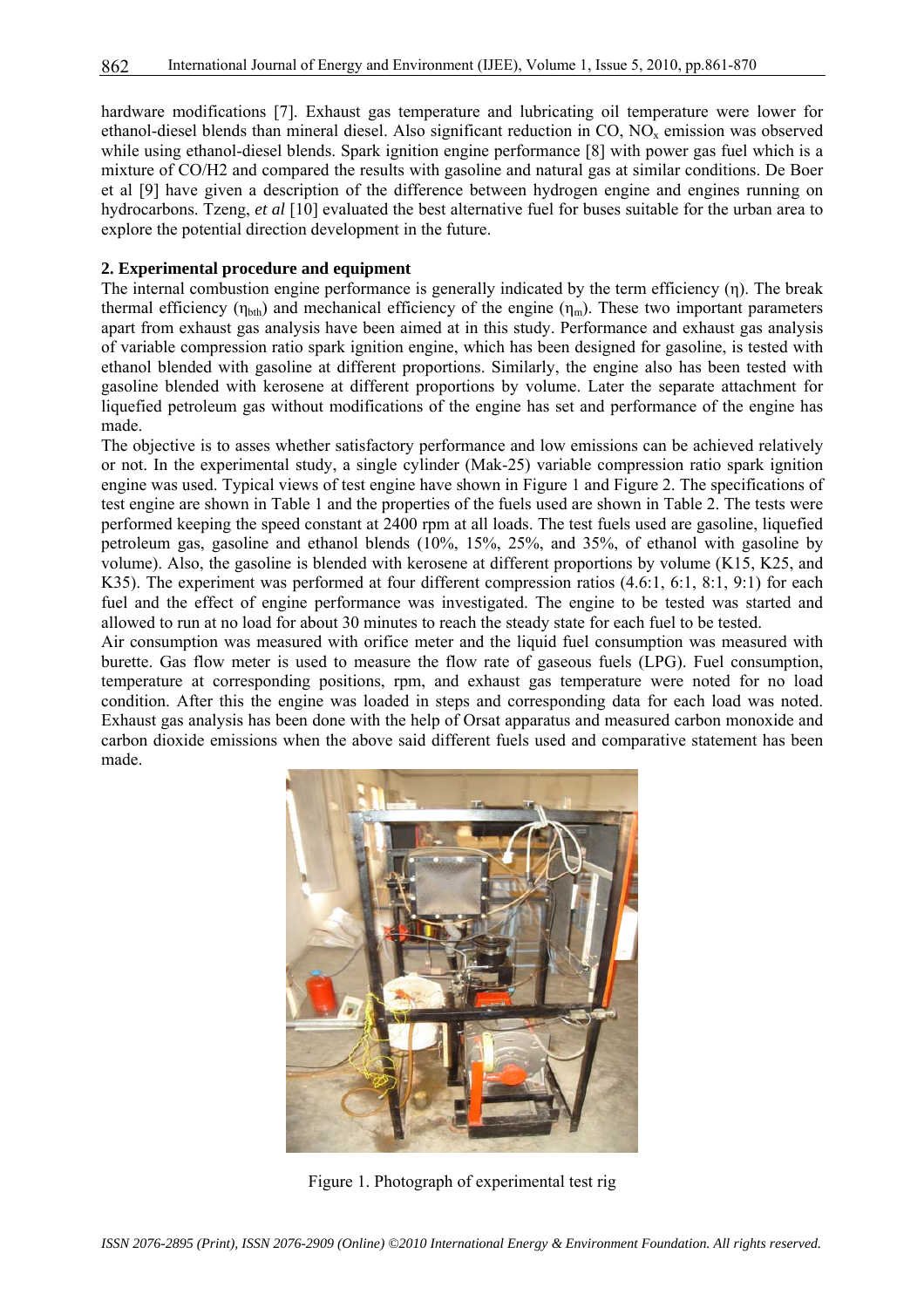hardware modifications [7]. Exhaust gas temperature and lubricating oil temperature were lower for ethanol-diesel blends than mineral diesel. Also significant reduction in CO, $NO_x$ emission was observed while using ethanol-diesel blends. Spark ignition engine performance [8] with power gas fuel which is a mixture of CO/H2 and compared the results with gasoline and natural gas at similar conditions. De Boer et al [9] have given a description of the difference between hydrogen engine and engines running on hydrocarbons. Tzeng, *et al* [10] evaluated the best alternative fuel for buses suitable for the urban area to explore the potential direction development in the future.

**2. Experimental procedure and equipment**

The internal combustion engine performance is generally indicated by the term efficiency ($\eta$). The break thermal efficiency ($\eta_{bth}$) and mechanical efficiency of the engine ($\eta_m$). These two important parameters apart from exhaust gas analysis have been aimed at in this study. Performance and exhaust gas analysis of variable compression ratio spark ignition engine, which has been designed for gasoline, is tested with ethanol blended with gasoline at different proportions. Similarly, the engine also has been tested with gasoline blended with kerosene at different proportions by volume. Later the separate attachment for liquefied petroleum gas without modifications of the engine has set and performance of the engine has made.

The objective is to asses whether satisfactory performance and low emissions can be achieved relatively or not. In the experimental study, a single cylinder (Mak-25) variable compression ratio spark ignition engine was used. Typical views of test engine have shown in Figure 1 and Figure 2. The specifications of test engine are shown in Table 1 and the properties of the fuels used are shown in Table 2. The tests were performed keeping the speed constant at 2400 rpm at all loads. The test fuels used are gasoline, liquefied petroleum gas, gasoline and ethanol blends (10%, 15%, 25%, and 35%, of ethanol with gasoline by volume). Also, the gasoline is blended with kerosene at different proportions by volume (K15, K25, and K35). The experiment was performed at four different compression ratios (4.6:1, 6:1, 8:1, 9:1) for each fuel and the effect of engine performance was investigated. The engine to be tested was started and allowed to run at no load for about 30 minutes to reach the steady state for each fuel to be tested.

Air consumption was measured with orifice meter and the liquid fuel consumption was measured with burette. Gas flow meter is used to measure the flow rate of gaseous fuels (LPG). Fuel consumption, temperature at corresponding positions, rpm, and exhaust gas temperature were noted for no load condition. After this the engine was loaded in steps and corresponding data for each load was noted. Exhaust gas analysis has been done with the help of Orsat apparatus and measured carbon monoxide and carbon dioxide emissions when the above said different fuels used and comparative statement has been made.

Figure 1. Photograph of experimental test rig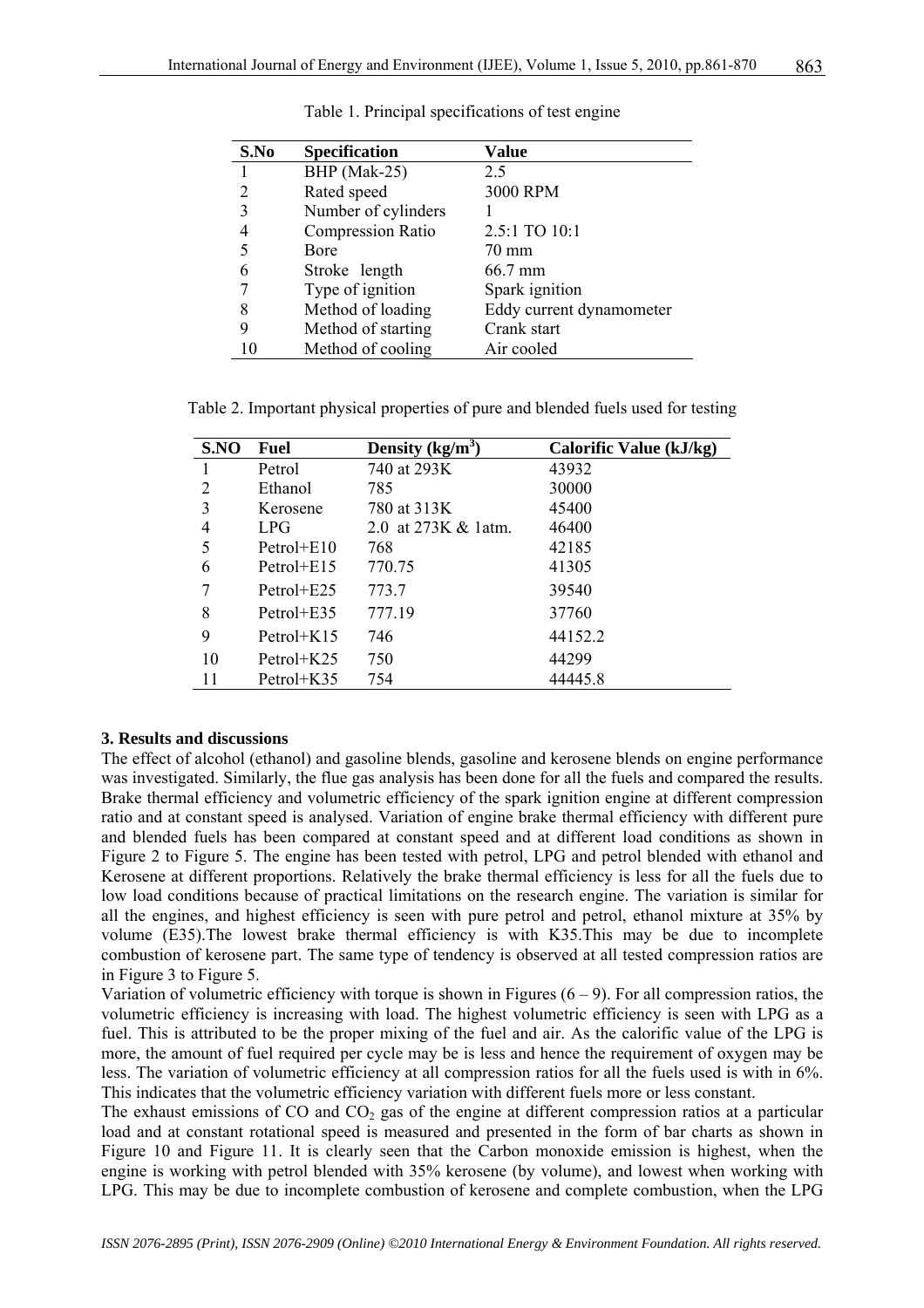Table 1. Principal specifications of test engine

| S.No | Specification | Value |
|---|---|---|
| 1 | BHP (Mak-25) | 2.5 |
| 2 | Rated speed | 3000 RPM |
| 3 | Number of cylinders | 1 |
| 4 | Compression Ratio | 2.5:1 TO 10:1 |
| 5 | Bore | 70 mm |
| 6 | Stroke length | 66.7 mm |
| 7 | Type of ignition | Spark ignition |
| 8 | Method of loading | Eddy current dynamometer |
| 9 | Method of starting | Crank start |
| 10 | Method of cooling | Air cooled |

Table 2. Important physical properties of pure and blended fuels used for testing

| S.NO | Fuel | Density (kg/m$^3$) | Calorific Value (kJ/kg) |
|---|---|---|---|
| 1 | Petrol | 740 at 293K | 43932 |
| 2 | Ethanol | 785 | 30000 |
| 3 | Kerosene | 780 at 313K | 45400 |
| 4 | LPG | 2.0 at 273K & 1atm. | 46400 |
| 5 | Petrol+E10 | 768 | 42185 |
| 6 | Petrol+E15 | 770.75 | 41305 |
| 7 | Petrol+E25 | 773.7 | 39540 |
| 8 | Petrol+E35 | 777.19 | 37760 |
| 9 | Petrol+K15 | 746 | 44152.2 |
| 10 | Petrol+K25 | 750 | 44299 |
| 11 | Petrol+K35 | 754 | 44445.8 |

**3. Results and discussions**

The effect of alcohol (ethanol) and gasoline blends, gasoline and kerosene blends on engine performance was investigated. Similarly, the flue gas analysis has been done for all the fuels and compared the results. Brake thermal efficiency and volumetric efficiency of the spark ignition engine at different compression ratio and at constant speed is analysed. Variation of engine brake thermal efficiency with different pure and blended fuels has been compared at constant speed and at different load conditions as shown in Figure 2 to Figure 5. The engine has been tested with petrol, LPG and petrol blended with ethanol and Kerosene at different proportions. Relatively the brake thermal efficiency is less for all the fuels due to low load conditions because of practical limitations on the research engine. The variation is similar for all the engines, and highest efficiency is seen with pure petrol and petrol, ethanol mixture at 35% by volume (E35).The lowest brake thermal efficiency is with K35.This may be due to incomplete combustion of kerosene part. The same type of tendency is observed at all tested compression ratios are in Figure 3 to Figure 5.

Variation of volumetric efficiency with torque is shown in Figures (6 – 9). For all compression ratios, the volumetric efficiency is increasing with load. The highest volumetric efficiency is seen with LPG as a fuel. This is attributed to be the proper mixing of the fuel and air. As the calorific value of the LPG is more, the amount of fuel required per cycle may be is less and hence the requirement of oxygen may be less. The variation of volumetric efficiency at all compression ratios for all the fuels used is with in 6%. This indicates that the volumetric efficiency variation with different fuels more or less constant.

The exhaust emissions of CO and $CO_2$ gas of the engine at different compression ratios at a particular load and at constant rotational speed is measured and presented in the form of bar charts as shown in Figure 10 and Figure 11. It is clearly seen that the Carbon monoxide emission is highest, when the engine is working with petrol blended with 35% kerosene (by volume), and lowest when working with LPG. This may be due to incomplete combustion of kerosene and complete combustion, when the LPG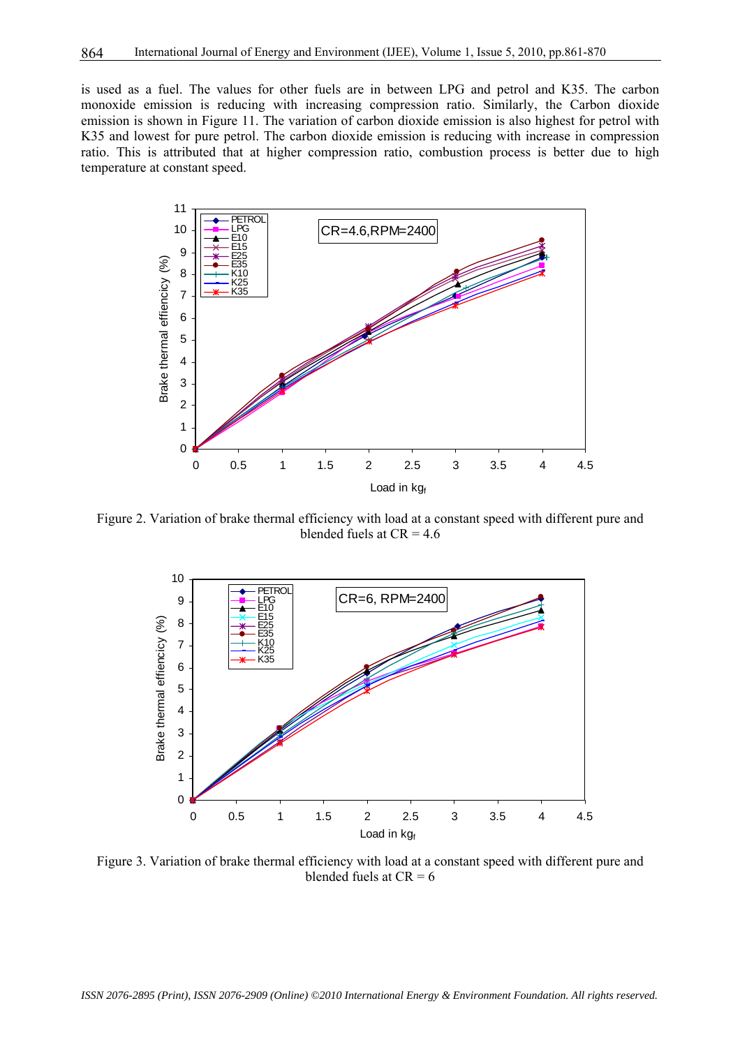is used as a fuel. The values for other fuels are in between LPG and petrol and K35. The carbon monoxide emission is reducing with increasing compression ratio. Similarly, the Carbon dioxide emission is shown in Figure 11. The variation of carbon dioxide emission is also highest for petrol with K35 and lowest for pure petrol. The carbon dioxide emission is reducing with increase in compression ratio. This is attributed that at higher compression ratio, combustion process is better due to high temperature at constant speed.

Figure 2. Variation of brake thermal efficiency with load at a constant speed with different pure and blended fuels at CR = 4.6

Figure 3. Variation of brake thermal efficiency with load at a constant speed with different pure and blended fuels at CR = 6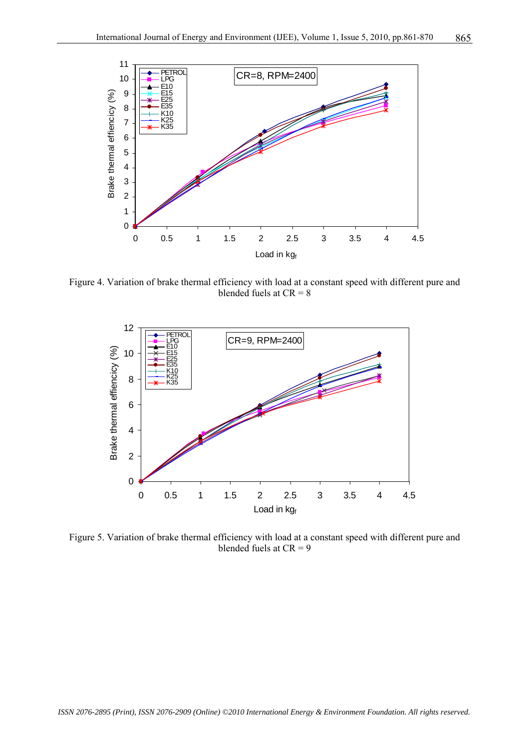Figure 4. Variation of brake thermal efficiency with load at a constant speed with different pure and blended fuels at CR = 8

Figure 5. Variation of brake thermal efficiency with load at a constant speed with different pure and blended fuels at CR = 9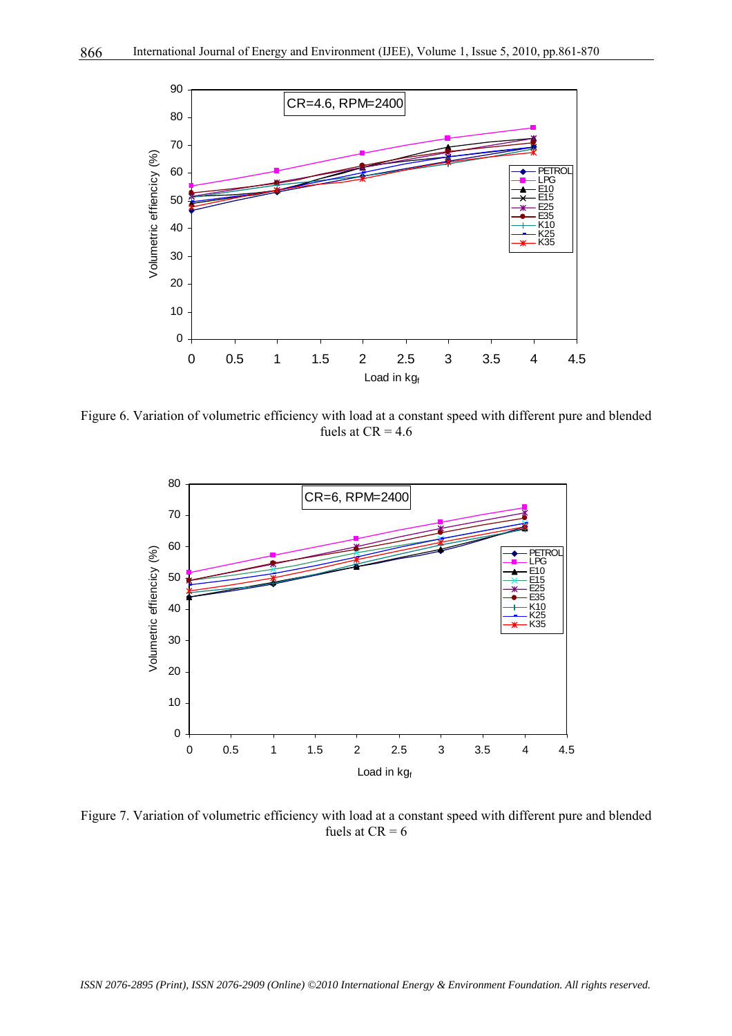Figure 6. Variation of volumetric efficiency with load at a constant speed with different pure and blended fuels at CR = 4.6

Figure 7. Variation of volumetric efficiency with load at a constant speed with different pure and blended fuels at CR = 6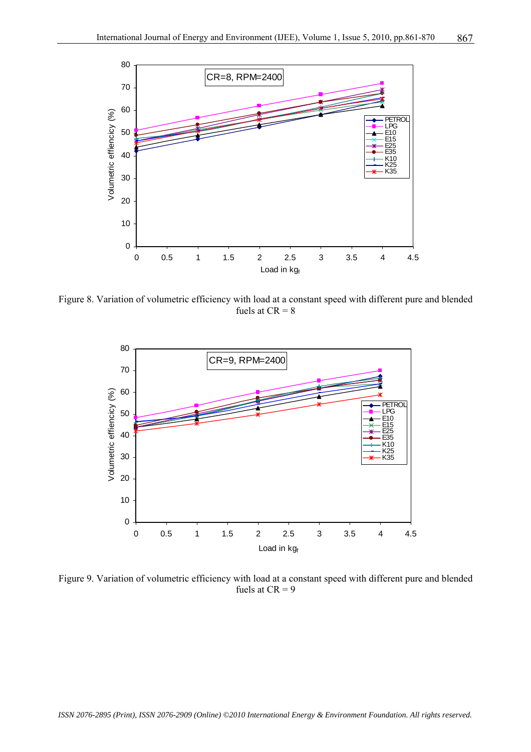Figure 8. Variation of volumetric efficiency with load at a constant speed with different pure and blended fuels at CR = 8

Figure 9. Variation of volumetric efficiency with load at a constant speed with different pure and blended fuels at CR = 9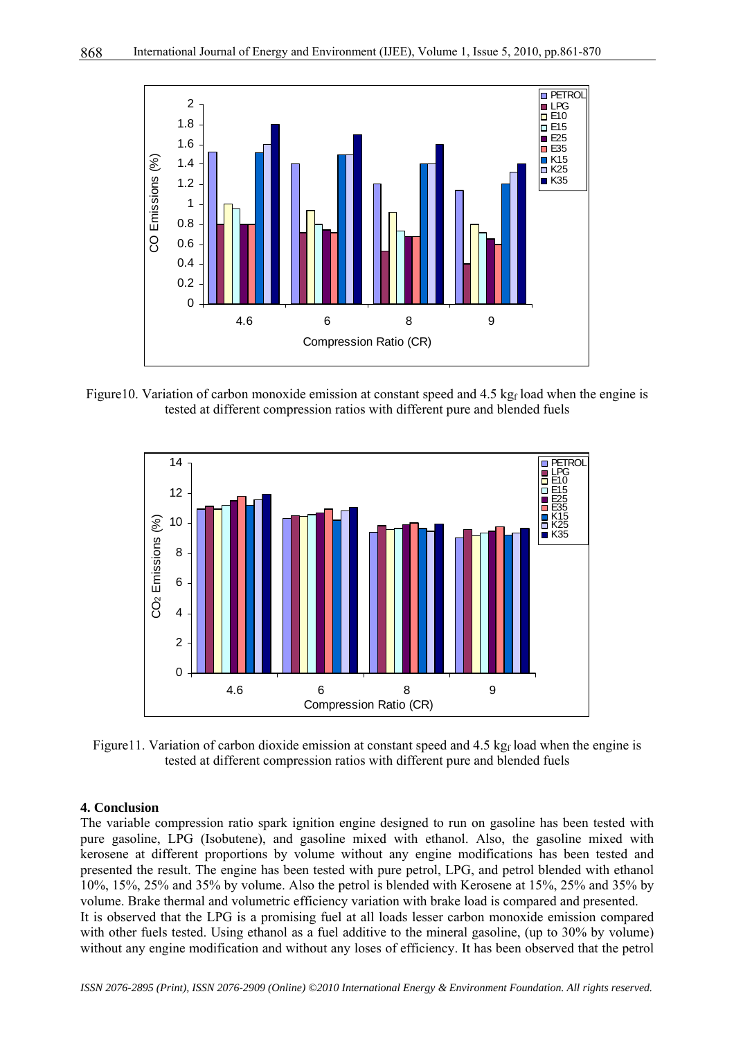Figure10. Variation of carbon monoxide emission at constant speed and 4.5 $kg_f$ load when the engine is tested at different compression ratios with different pure and blended fuels

Figure11. Variation of carbon dioxide emission at constant speed and 4.5 $kg_f$ load when the engine is tested at different compression ratios with different pure and blended fuels

## 4. Conclusion

The variable compression ratio spark ignition engine designed to run on gasoline has been tested with pure gasoline, LPG (Isobutene), and gasoline mixed with ethanol. Also, the gasoline mixed with kerosene at different proportions by volume without any engine modifications has been tested and presented the result. The engine has been tested with pure petrol, LPG, and petrol blended with ethanol 10%, 15%, 25% and 35% by volume. Also the petrol is blended with Kerosene at 15%, 25% and 35% by volume. Brake thermal and volumetric efficiency variation with brake load is compared and presented.

It is observed that the LPG is a promising fuel at all loads lesser carbon monoxide emission compared with other fuels tested. Using ethanol as a fuel additive to the mineral gasoline, (up to 30% by volume) without any engine modification and without any loses of efficiency. It has been observed that the petrol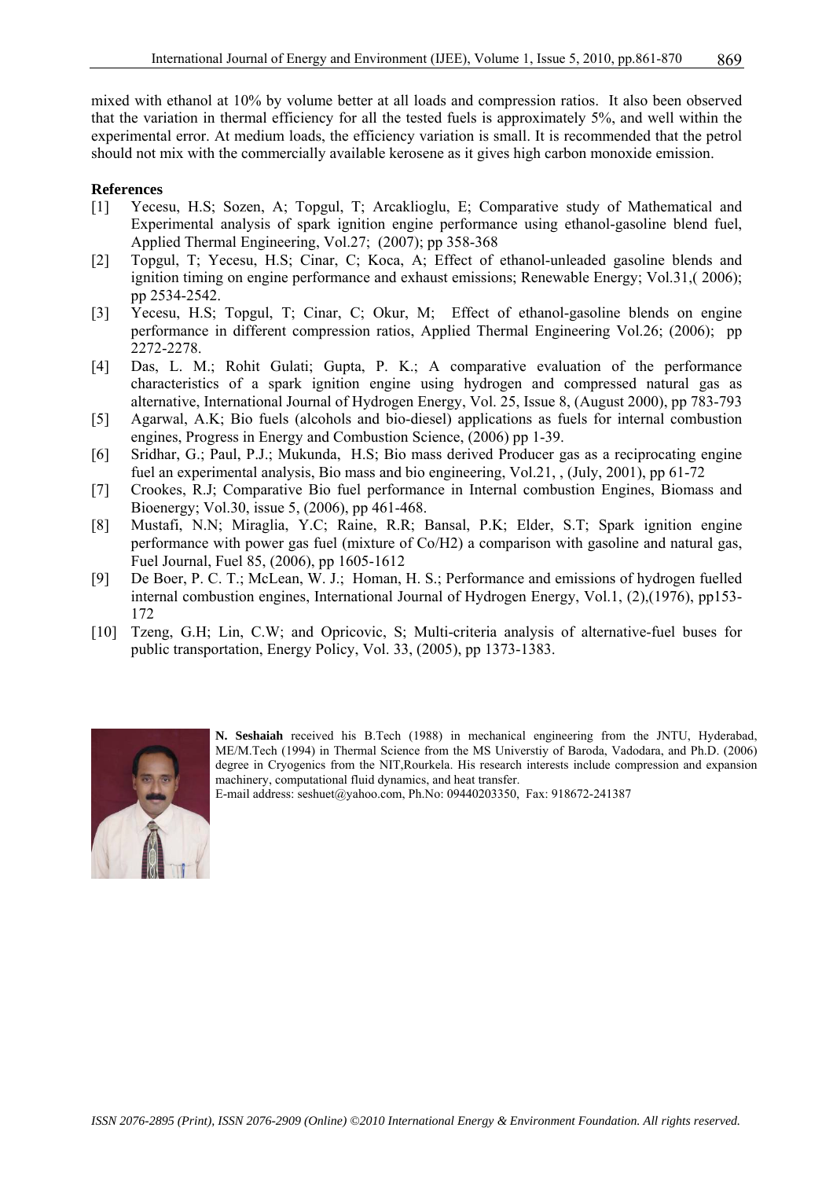mixed with ethanol at 10% by volume better at all loads and compression ratios. It also been observed that the variation in thermal efficiency for all the tested fuels is approximately 5%, and well within the experimental error. At medium loads, the efficiency variation is small. It is recommended that the petrol should not mix with the commercially available kerosene as it gives high carbon monoxide emission.

**References**

[1] Yecesu, H.S; Sozen, A; Topgul, T; Arcaklioglu, E; Comparative study of Mathematical and Experimental analysis of spark ignition engine performance using ethanol-gasoline blend fuel, Applied Thermal Engineering, Vol.27; (2007); pp 358-368

[2] Topgul, T; Yecesu, H.S; Cinar, C; Koca, A; Effect of ethanol-unleaded gasoline blends and ignition timing on engine performance and exhaust emissions; Renewable Energy; Vol.31,( 2006); pp 2534-2542.

[3] Yecesu, H.S; Topgul, T; Cinar, C; Okur, M; Effect of ethanol-gasoline blends on engine performance in different compression ratios, Applied Thermal Engineering Vol.26; (2006); pp 2272-2278.

[4] Das, L. M.; Rohit Gulati; Gupta, P. K.; A comparative evaluation of the performance characteristics of a spark ignition engine using hydrogen and compressed natural gas as alternative, International Journal of Hydrogen Energy, Vol. 25, Issue 8, (August 2000), pp 783-793

[5] Agarwal, A.K; Bio fuels (alcohols and bio-diesel) applications as fuels for internal combustion engines, Progress in Energy and Combustion Science, (2006) pp 1-39.

[6] Sridhar, G.; Paul, P.J.; Mukunda, H.S; Bio mass derived Producer gas as a reciprocating engine fuel an experimental analysis, Bio mass and bio engineering, Vol.21, , (July, 2001), pp 61-72

[7] Crookes, R.J; Comparative Bio fuel performance in Internal combustion Engines, Biomass and Bioenergy; Vol.30, issue 5, (2006), pp 461-468.

[8] Mustafi, N.N; Miraglia, Y.C; Raine, R.R; Bansal, P.K; Elder, S.T; Spark ignition engine performance with power gas fuel (mixture of Co/H2) a comparison with gasoline and natural gas, Fuel Journal, Fuel 85, (2006), pp 1605-1612

[9] De Boer, P. C. T.; McLean, W. J.; Homan, H. S.; Performance and emissions of hydrogen fuelled internal combustion engines, International Journal of Hydrogen Energy, Vol.1, (2),(1976), pp153-172

[10] Tzeng, G.H; Lin, C.W; and Opricovic, S; Multi-criteria analysis of alternative-fuel buses for public transportation, Energy Policy, Vol. 33, (2005), pp 1373-1383.

**N. Seshaiah** received his B.Tech (1988) in mechanical engineering from the JNTU, Hyderabad, ME/M.Tech (1994) in Thermal Science from the MS Universtiy of Baroda, Vadodara, and Ph.D. (2006) degree in Cryogenics from the NIT,Rourkela. His research interests include compression and expansion machinery, computational fluid dynamics, and heat transfer.
E-mail address: seshuet@yahoo.com, Ph.No: 09440203350, Fax: 918672-241387